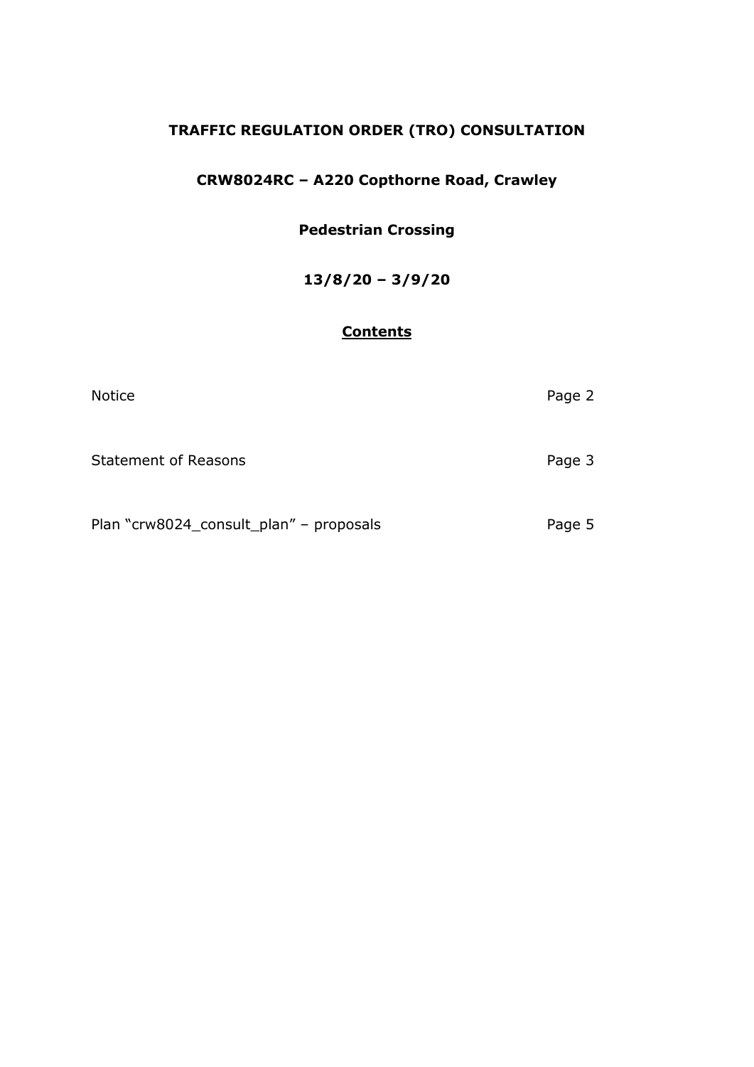# TRAFFIC REGULATION ORDER (TRO) CONSULTATION

## CRW8024RC – A220 Copthorne Road, Crawley

## Pedestrian Crossing

## 13/8/20 – 3/9/20

## Contents

| | |
|---|---|
| Notice | Page 2 |
| Statement of Reasons | Page 3 |
| Plan "crw8024_consult_plan" – proposals | Page 5 |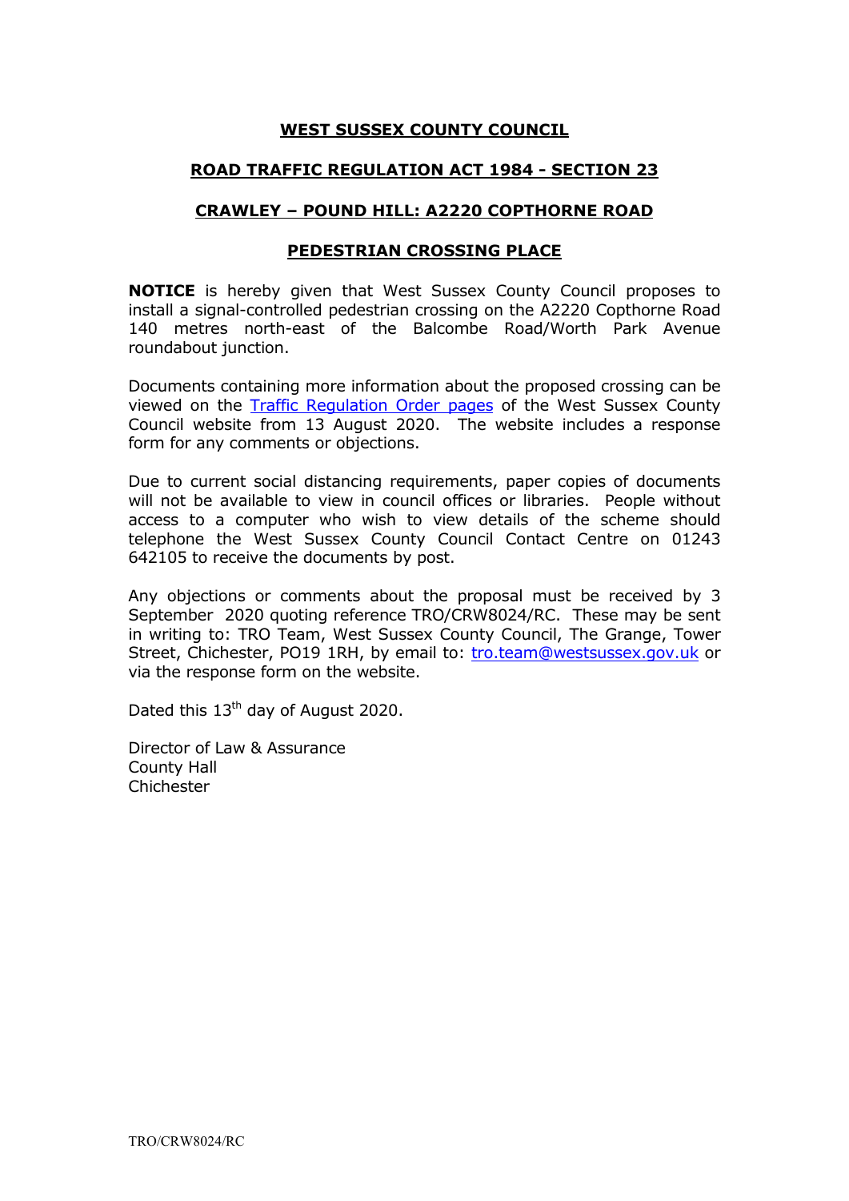**WEST SUSSEX COUNTY COUNCIL**

**ROAD TRAFFIC REGULATION ACT 1984 - SECTION 23**

**CRAWLEY – POUND HILL: A2220 COPTHORNE ROAD**

**PEDESTRIAN CROSSING PLACE**

**NOTICE** is hereby given that West Sussex County Council proposes to install a signal-controlled pedestrian crossing on the A2220 Copthorne Road 140 metres north-east of the Balcombe Road/Worth Park Avenue roundabout junction.

Documents containing more information about the proposed crossing can be viewed on the Traffic Regulation Order pages of the West Sussex County Council website from 13 August 2020. The website includes a response form for any comments or objections.

Due to current social distancing requirements, paper copies of documents will not be available to view in council offices or libraries. People without access to a computer who wish to view details of the scheme should telephone the West Sussex County Council Contact Centre on 01243 642105 to receive the documents by post.

Any objections or comments about the proposal must be received by 3 September 2020 quoting reference TRO/CRW8024/RC. These may be sent in writing to: TRO Team, West Sussex County Council, The Grange, Tower Street, Chichester, PO19 1RH, by email to: tro.team@westsussex.gov.uk or via the response form on the website.

Dated this 13th day of August 2020.

Director of Law & Assurance
County Hall
Chichester

TRO/CRW8024/RC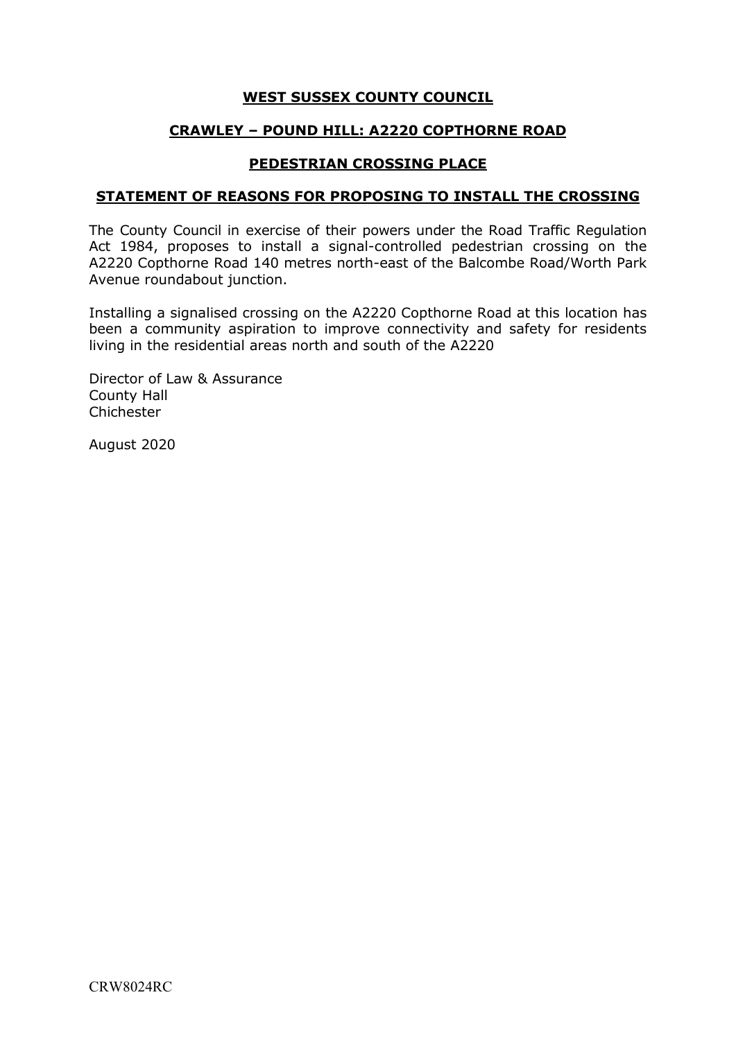# WEST SUSSEX COUNTY COUNCIL

## CRAWLEY – POUND HILL: A2220 COPTHORNE ROAD

## PEDESTRIAN CROSSING PLACE

## STATEMENT OF REASONS FOR PROPOSING TO INSTALL THE CROSSING

The County Council in exercise of their powers under the Road Traffic Regulation Act 1984, proposes to install a signal-controlled pedestrian crossing on the A2220 Copthorne Road 140 metres north-east of the Balcombe Road/Worth Park Avenue roundabout junction.

Installing a signalised crossing on the A2220 Copthorne Road at this location has been a community aspiration to improve connectivity and safety for residents living in the residential areas north and south of the A2220

Director of Law & Assurance
County Hall
Chichester

August 2020

CRW8024RC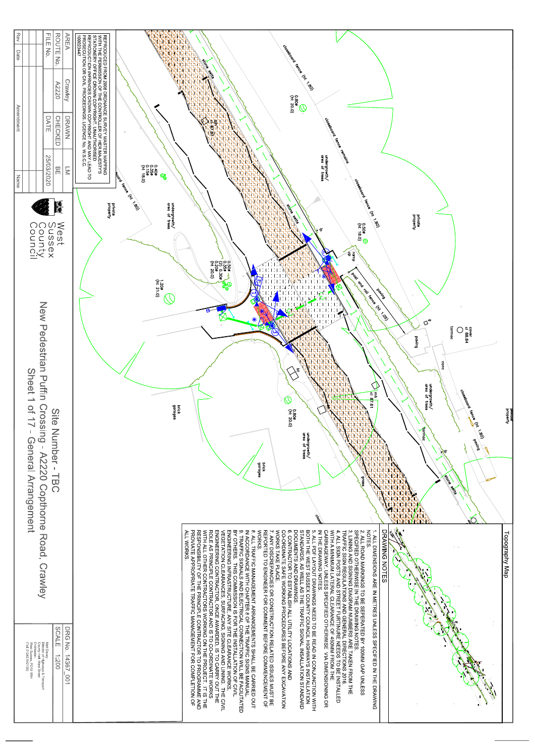## Topography Map

## DRAWING NOTES

NOTES.

1. ALL DIMENSIONS ARE IN METRES UNLESS SPECIFIED IN THE DRAWING
2. ALL ROAD MARKINGS TO BE SEPERATED BY 100MM GAP UNLESS SPECIFIED OTHERWISE IN THE DRAWING NOTES.
3. LINING AND SIGNING DIAGRAM NUMBERS ARE TAKEN FROM THE TRAFFIC SIGN REGULATIONS AND GENERAL DIRECTIONS 2016
4. ALL SIGN POSTS AND STREET FURNITURE NEEDS TO BE INSTALLED WITH A MINIMUM LATERAL CLEARANCE OF 450MM FROM THE CARRIAGEWAY, UNLESS SPECIFIED OTHERWISE VIA DIMENSIONING OR IN THE DRAWING NOTES.
5. ALL PDF LAYOUT DRAWINGS NEED TO BE READ IN CONJUNCTION WITH BOTH THE WEST SUSSEX COUNTY COUNCIL HIGHWAY'S INSTALLATION STANDARDS, AS WELL AS THE TRAFFIC SIGNAL INSTALLATION STANDARD DOCUMENTS AND DRAWINGS.
6. CONTRACTOR TO ESTABLISH ALL UTILITY LOCATIONS AND CO-ORDINATE SAFE WORKING PROCEDURES BEFORE ANY EXCAVATION WORKS TAKE PLACE.
7. ANY DISCREPANCIES OR CONSTRUCTION RELATED ISSUES MUST BE REPORTED TO ENGINEER FOR COMMENT BEFORE COMMENCEMENT OF WORKS.
8. ALL TRAFFIC MANAGEMENT ARRANGEMENTS SHALL BE CARRIED OUT IN ACCORDANCE WITH CHAPTER 8 OF THE TRAFFIC SIGNS MANUAL.
9. TRAFFIC SIGNALS AND ELECTRICAL CONNECTION WILL BE FACILITATED BY OTHERS. THIS COMMISSION IS FOR THE INSTALLATION OF CIVIL ENGINEERING INFRASTRUCTURE, ANY SITE CLEARANCE WORKS, VEGETATION CLEARANCES, SURFACING, SIGNING AND LINING. THE CIVIL ENGINEERING CONTRACTOR, ONCE AWARDED, IS TO CARRY OUT THE ROLE AS PRINCIPLE CONTRACTOR AND IS TO COORDINATE WORKS WITH ALL OTHER CONTRACTORS WORKING ON THE PROJECT. IT IS THE RESPONSIBILITY OF THE PRINCIPLE CONTRACTOR TO PROGRAMME AND PROVIATE APPROPRIATE TRAFFIC MANAGEMENT FOR COMPLETION OF ALL WORKS.

REPRODUCED FROM 2008 ORDNANCE SURVEY MASTER MAPPING WITH THE PERMISSION OF THE CONTROLLER OF HER MAJESTY'S STATIONERY OFFICE CROWN COPYRIGHT. UNAUTHORISED REPRODUCTION INFRINGES CROWN COPYRIGHT AND MAY LEAD TO PROSECUTION OR CIVIL PROCEEDINGS. LICENCE No. W.S.C.C. 100023447

| | | | |
|---|---|---|---|
| AREA | Crawley | DRAWN | LM |
| ROUTE No. | A2220 | CHECKED | BE |
| FILE No. | | DATE | 25/03/2020 |

| Rev | Date | Amendment | Name |
|---|---|---|---|

West Sussex County Council

# Site Number - TBC

# New Pedestrian Puffin Crossing - A2220 Copthorne Road, Crawley

# Sheet 1 of 17 - General Arrangement

| | |
|---|---|
| DRG No. | 14367_001 |
| SCALE | 1:200 |

Matt Davey
Director of Highways & Transport
County Hall, West Street
Chichester
West Sussex, PO19 1RH
(Tel: 01243 642105)

closeboard fence (ht 1.80)
closeboard fence remains
0.80ø (ht 20.0)
undergrowth/ area of trees
private property
stone setts
0.40ø 0.35ø 0.15ø (ht 18.0)
board fence (ht 1.80)
0.50ø (ht 18.0)
ramp up
post and rail fence (ht 1.05)
paving
tarmac
cover cl 88.84
conc
mh cl 87.61
0.50ø 0.35ø (2) 0.30ø 0.20ø (ht 20.0)
1.20ø (ht 21.0)
0.80ø (ht 20.0)
brick garages
grass
stone setts